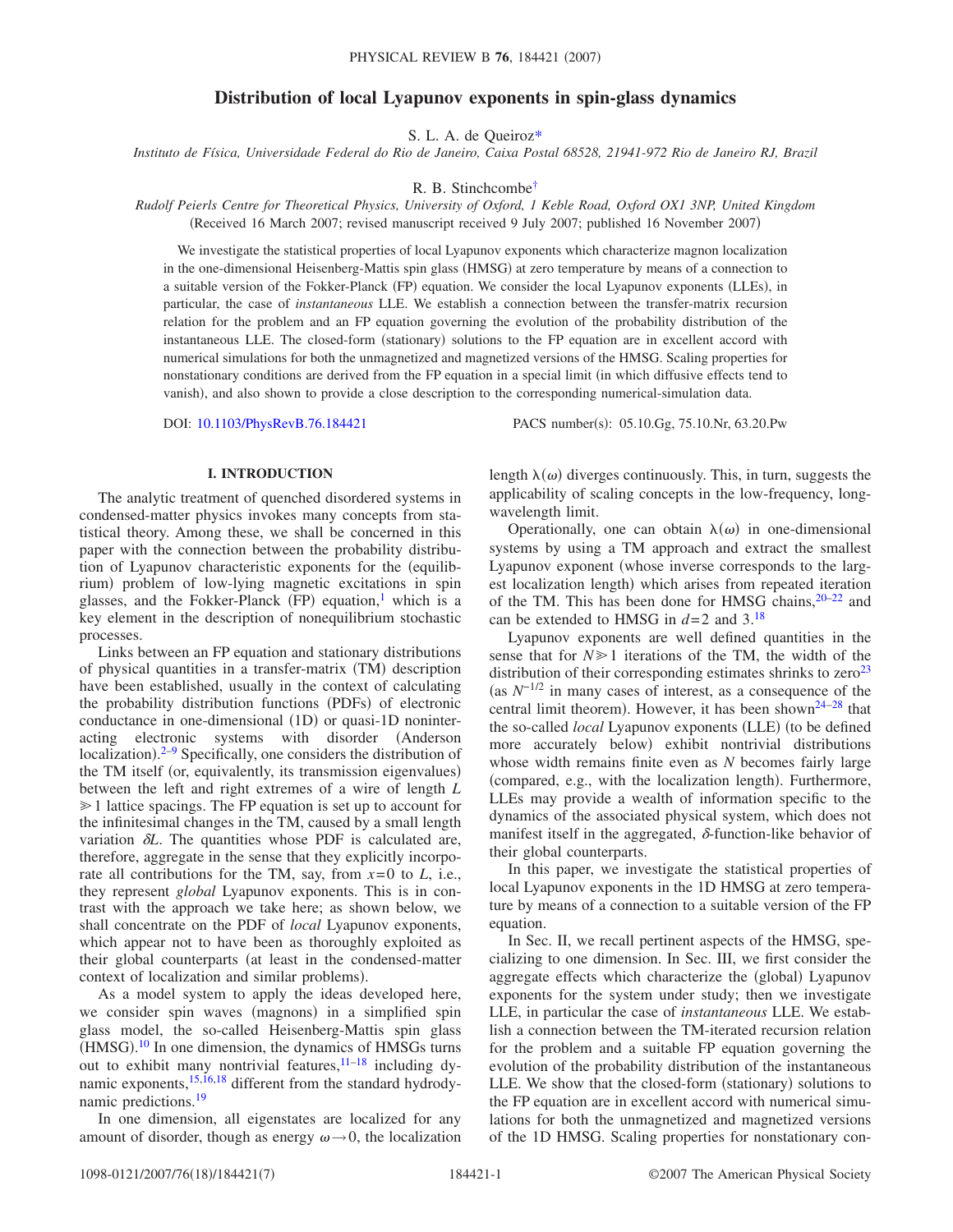# Distribution of local Lyapunov exponents in spin-glass dynamics

S. L. A. de Queiroz*

*Instituto de Física, Universidade Federal do Rio de Janeiro, Caixa Postal 68528, 21941-972 Rio de Janeiro RJ, Brazil*

R. B. Stinchcombe†

*Rudolf Peierls Centre for Theoretical Physics, University of Oxford, 1 Keble Road, Oxford OX1 3NP, United Kingdom*

(Received 16 March 2007; revised manuscript received 9 July 2007; published 16 November 2007)

We investigate the statistical properties of local Lyapunov exponents which characterize magnon localization in the one-dimensional Heisenberg-Mattis spin glass (HMSG) at zero temperature by means of a connection to a suitable version of the Fokker-Planck (FP) equation. We consider the local Lyapunov exponents (LLEs), in particular, the case of *instantaneous* LLE. We establish a connection between the transfer-matrix recursion relation for the problem and an FP equation governing the evolution of the probability distribution of the instantaneous LLE. The closed-form (stationary) solutions to the FP equation are in excellent accord with numerical simulations for both the unmagnetized and magnetized versions of the HMSG. Scaling properties for nonstationary conditions are derived from the FP equation in a special limit (in which diffusive effects tend to vanish), and also shown to provide a close description to the corresponding numerical-simulation data.

DOI: 10.1103/PhysRevB.76.184421 PACS number(s): 05.10.Gg, 75.10.Nr, 63.20.Pw

## I. INTRODUCTION

The analytic treatment of quenched disordered systems in condensed-matter physics invokes many concepts from statistical theory. Among these, we shall be concerned in this paper with the connection between the probability distribution of Lyapunov characteristic exponents for the (equilibrium) problem of low-lying magnetic excitations in spin glasses, and the Fokker-Planck (FP) equation,[1] which is a key element in the description of nonequilibrium stochastic processes.

Links between an FP equation and stationary distributions of physical quantities in a transfer-matrix (TM) description have been established, usually in the context of calculating the probability distribution functions (PDFs) of electronic conductance in one-dimensional (1D) or quasi-1D noninteracting electronic systems with disorder (Anderson localization).[2–9] Specifically, one considers the distribution of the TM itself (or, equivalently, its transmission eigenvalues) between the left and right extremes of a wire of length $L \gg 1$ lattice spacings. The FP equation is set up to account for the infinitesimal changes in the TM, caused by a small length variation $\delta L$. The quantities whose PDF is calculated are, therefore, aggregate in the sense that they explicitly incorporate all contributions for the TM, say, from $x=0$ to $L$, i.e., they represent *global* Lyapunov exponents. This is in contrast with the approach we take here; as shown below, we shall concentrate on the PDF of *local* Lyapunov exponents, which appear not to have been as thoroughly exploited as their global counterparts (at least in the condensed-matter context of localization and similar problems).

As a model system to apply the ideas developed here, we consider spin waves (magnons) in a simplified spin glass model, the so-called Heisenberg-Mattis spin glass (HMSG).[10] In one dimension, the dynamics of HMSGs turns out to exhibit many nontrivial features,[11–18] including dynamic exponents,[15,16,18] different from the standard hydrodynamic predictions.[19]

In one dimension, all eigenstates are localized for any amount of disorder, though as energy $\omega \to 0$, the localization length $\lambda(\omega)$ diverges continuously. This, in turn, suggests the applicability of scaling concepts in the low-frequency, long-wavelength limit.

Operationally, one can obtain $\lambda(\omega)$ in one-dimensional systems by using a TM approach and extract the smallest Lyapunov exponent (whose inverse corresponds to the largest localization length) which arises from repeated iteration of the TM. This has been done for HMSG chains,[20–22] and can be extended to HMSG in $d=2$ and 3.[18]

Lyapunov exponents are well defined quantities in the sense that for $N \gg 1$ iterations of the TM, the width of the distribution of their corresponding estimates shrinks to zero[23] (as $N^{-1/2}$ in many cases of interest, as a consequence of the central limit theorem). However, it has been shown[24–28] that the so-called *local* Lyapunov exponents (LLE) (to be defined more accurately below) exhibit nontrivial distributions whose width remains finite even as $N$ becomes fairly large (compared, e.g., with the localization length). Furthermore, LLEs may provide a wealth of information specific to the dynamics of the associated physical system, which does not manifest itself in the aggregated, $\delta$-function-like behavior of their global counterparts.

In this paper, we investigate the statistical properties of local Lyapunov exponents in the 1D HMSG at zero temperature by means of a connection to a suitable version of the FP equation.

In Sec. II, we recall pertinent aspects of the HMSG, specializing to one dimension. In Sec. III, we first consider the aggregate effects which characterize the (global) Lyapunov exponents for the system under study; then we investigate LLE, in particular the case of *instantaneous* LLE. We establish a connection between the TM-iterated recursion relation for the problem and a suitable FP equation governing the evolution of the probability distribution of the instantaneous LLE. We show that the closed-form (stationary) solutions to the FP equation are in excellent accord with numerical simulations for both the unmagnetized and magnetized versions of the 1D HMSG. Scaling properties for nonstationary con-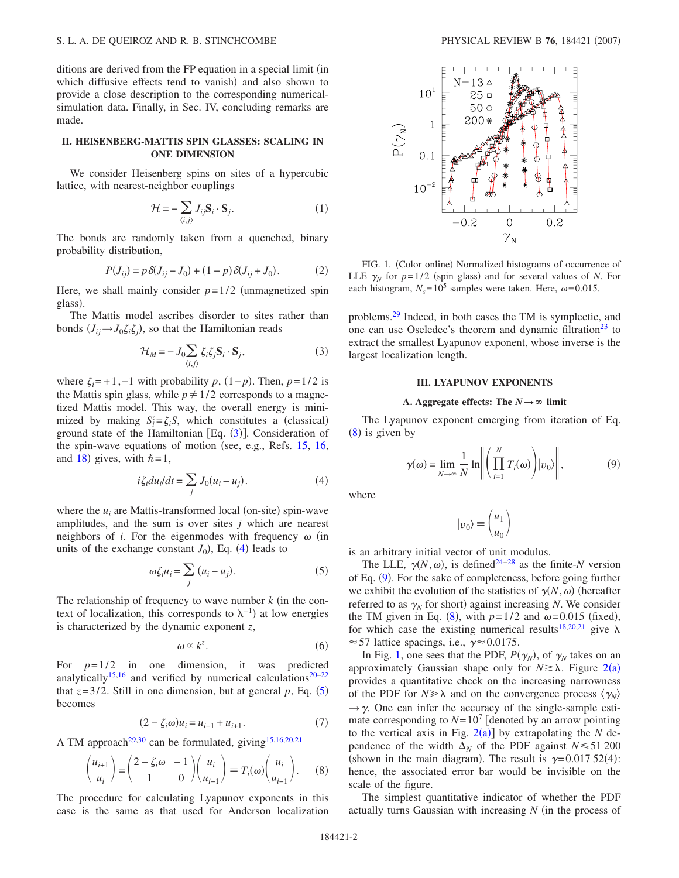ditions are derived from the FP equation in a special limit (in which diffusive effects tend to vanish) and also shown to provide a close description to the corresponding numerical-simulation data. Finally, in Sec. IV, concluding remarks are made.

## II. HEISENBERG-MATTIS SPIN GLASSES: SCALING IN ONE DIMENSION

We consider Heisenberg spins on sites of a hypercubic lattice, with nearest-neighbor couplings

$$\mathcal{H} = -\sum_{\langle i,j\rangle} J_{ij}\mathbf{S}_i \cdot \mathbf{S}_j. \tag{1}$$

The bonds are randomly taken from a quenched, binary probability distribution,

$$P(J_{ij}) = p\,\delta(J_{ij} - J_0) + (1-p)\,\delta(J_{ij} + J_0). \tag{2}$$

Here, we shall mainly consider $p=1/2$ (unmagnetized spin glass).

The Mattis model ascribes disorder to sites rather than bonds ($J_{ij} \to J_0 \zeta_i \zeta_j$), so that the Hamiltonian reads

$$\mathcal{H}_M = -J_0 \sum_{\langle i,j\rangle} \zeta_i \zeta_j \mathbf{S}_i \cdot \mathbf{S}_j, \tag{3}$$

where $\zeta_i = +1, -1$ with probability $p$, $(1-p)$. Then, $p=1/2$ is the Mattis spin glass, while $p \neq 1/2$ corresponds to a magnetized Mattis model. This way, the overall energy is minimized by making $S_i^z = \zeta_i S$, which constitutes a (classical) ground state of the Hamiltonian [Eq. (3)]. Consideration of the spin-wave equations of motion (see, e.g., Refs. 15, 16, and 18) gives, with $\hbar=1$,

$$i\zeta_i du_i/dt = \sum_j J_0(u_i - u_j). \tag{4}$$

where the $u_i$ are Mattis-transformed local (on-site) spin-wave amplitudes, and the sum is over sites $j$ which are nearest neighbors of $i$. For the eigenmodes with frequency $\omega$ (in units of the exchange constant $J_0$), Eq. (4) leads to

$$\omega \zeta_i u_i = \sum_j (u_i - u_j). \tag{5}$$

The relationship of frequency to wave number $k$ (in the context of localization, this corresponds to $\lambda^{-1}$) at low energies is characterized by the dynamic exponent $z$,

$$\omega \propto k^z. \tag{6}$$

For $p=1/2$ in one dimension, it was predicted analytically[15,16] and verified by numerical calculations[20–22] that $z=3/2$. Still in one dimension, but at general $p$, Eq. (5) becomes

$$(2 - \zeta_i \omega) u_i = u_{i-1} + u_{i+1}. \tag{7}$$

A TM approach[29,30] can be formulated, giving[15,16,20,21]

$$\begin{pmatrix} u_{i+1} \\ u_i \end{pmatrix} = \begin{pmatrix} 2-\zeta_i\omega & -1 \\ 1 & 0 \end{pmatrix} \begin{pmatrix} u_i \\ u_{i-1} \end{pmatrix} \equiv T_i(\omega) \begin{pmatrix} u_i \\ u_{i-1} \end{pmatrix}. \tag{8}$$

The procedure for calculating Lyapunov exponents in this case is the same as that used for Anderson localization problems.[29] Indeed, in both cases the TM is symplectic, and one can use Oseledec's theorem and dynamic filtration[23] to extract the smallest Lyapunov exponent, whose inverse is the largest localization length.

FIG. 1. (Color online) Normalized histograms of occurrence of LLE $\gamma_N$ for $p=1/2$ (spin glass) and for several values of $N$. For each histogram, $N_s = 10^5$ samples were taken. Here, $\omega = 0.015$.

## III. LYAPUNOV EXPONENTS

### A. Aggregate effects: The $N \to \infty$ limit

The Lyapunov exponent emerging from iteration of Eq. (8) is given by

$$\gamma(\omega) = \lim_{N\to\infty} \frac{1}{N} \ln \left\| \left( \prod_{i=1}^{N} T_i(\omega) \right) |v_0\rangle \right\|, \tag{9}$$

where

$$|v_0\rangle \equiv \begin{pmatrix} u_1 \\ u_0 \end{pmatrix}$$

is an arbitrary initial vector of unit modulus.

The LLE, $\gamma(N,\omega)$, is defined[24–28] as the finite-$N$ version of Eq. (9). For the sake of completeness, before going further we exhibit the evolution of the statistics of $\gamma(N,\omega)$ (hereafter referred to as $\gamma_N$ for short) against increasing $N$. We consider the TM given in Eq. (8), with $p=1/2$ and $\omega=0.015$ (fixed), for which case the existing numerical results[18,20,21] give $\lambda \approx 57$ lattice spacings, i.e., $\gamma \approx 0.0175$.

In Fig. 1, one sees that the PDF, $P(\gamma_N)$, of $\gamma_N$ takes on an approximately Gaussian shape only for $N \gtrsim \lambda$. Figure 2(a) provides a quantitative check on the increasing narrowness of the PDF for $N \gg \lambda$ and on the convergence process $\langle \gamma_N \rangle \to \gamma$. One can infer the accuracy of the single-sample estimate corresponding to $N=10^7$ [denoted by an arrow pointing to the vertical axis in Fig. 2(a)] by extrapolating the $N$ dependence of the width $\Delta_N$ of the PDF against $N \leqslant 51\,200$ (shown in the main diagram). The result is $\gamma = 0.017\,52(4)$: hence, the associated error bar would be invisible on the scale of the figure.

The simplest quantitative indicator of whether the PDF actually turns Gaussian with increasing $N$ (in the process of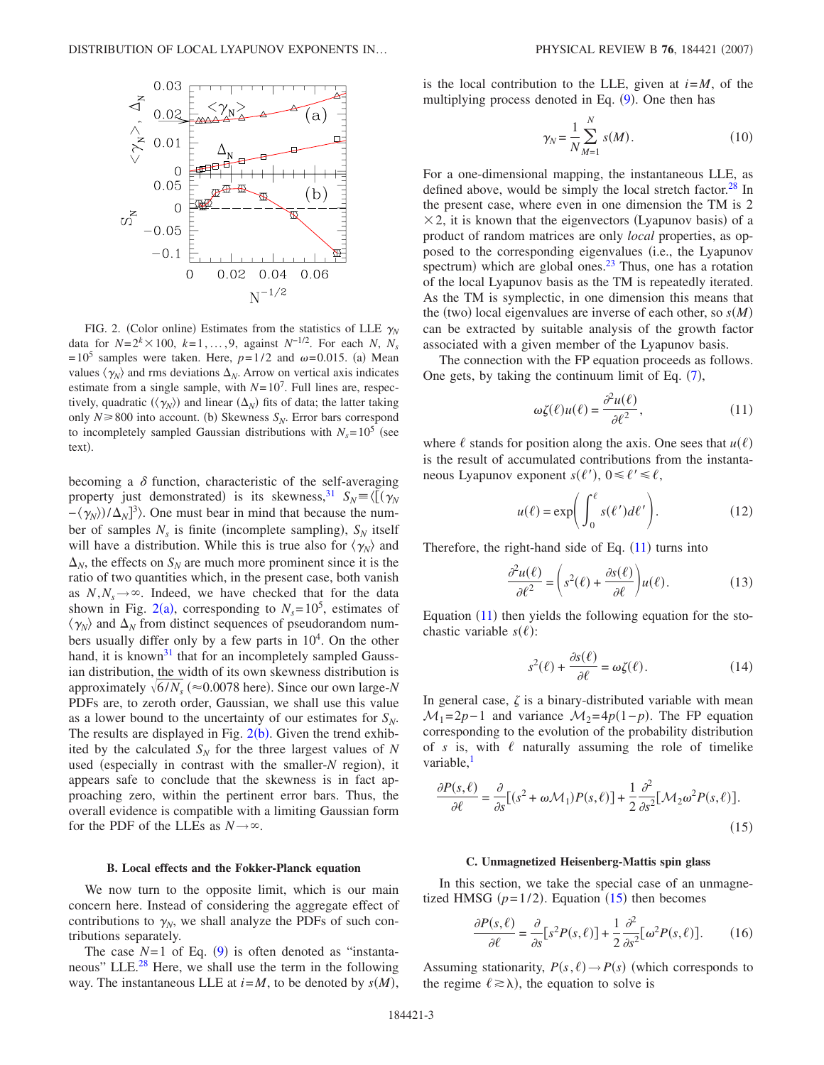FIG. 2. (Color online) Estimates from the statistics of LLE $\gamma_N$ data for $N=2^k\times 100$, $k=1,\ldots,9$, against $N^{-1/2}$. For each $N$, $N_s=10^5$ samples were taken. Here, $p=1/2$ and $\omega=0.015$. (a) Mean values $\langle\gamma_N\rangle$ and rms deviations $\Delta_N$. Arrow on vertical axis indicates estimate from a single sample, with $N=10^7$. Full lines are, respectively, quadratic ($\langle\gamma_N\rangle$) and linear ($\Delta_N$) fits of data; the latter taking only $N\geqslant 800$ into account. (b) Skewness $S_N$. Error bars correspond to incompletely sampled Gaussian distributions with $N_s=10^5$ (see text).

becoming a $\delta$ function, characteristic of the self-averaging property just demonstrated) is its skewness,[31] $S_N\equiv\langle[(\gamma_N-\langle\gamma_N\rangle)/\Delta_N]^3\rangle$. One must bear in mind that because the number of samples $N_s$ is finite (incomplete sampling), $S_N$ itself will have a distribution. While this is true also for $\langle\gamma_N\rangle$ and $\Delta_N$, the effects on $S_N$ are much more prominent since it is the ratio of two quantities which, in the present case, both vanish as $N,N_s\to\infty$. Indeed, we have checked that for the data shown in Fig. 2(a), corresponding to $N_s=10^5$, estimates of $\langle\gamma_N\rangle$ and $\Delta_N$ from distinct sequences of pseudorandom numbers usually differ only by a few parts in $10^4$. On the other hand, it is known[31] that for an incompletely sampled Gaussian distribution, the width of its own skewness distribution is approximately $\sqrt{6/N_s}$ ($\approx 0.0078$ here). Since our own large-$N$ PDFs are, to zeroth order, Gaussian, we shall use this value as a lower bound to the uncertainty of our estimates for $S_N$. The results are displayed in Fig. 2(b). Given the trend exhibited by the calculated $S_N$ for the three largest values of $N$ used (especially in contrast with the smaller-$N$ region), it appears safe to conclude that the skewness is in fact approaching zero, within the pertinent error bars. Thus, the overall evidence is compatible with a limiting Gaussian form for the PDF of the LLEs as $N\to\infty$.

### B. Local effects and the Fokker-Planck equation

We now turn to the opposite limit, which is our main concern here. Instead of considering the aggregate effect of contributions to $\gamma_N$, we shall analyze the PDFs of such contributions separately.

The case $N=1$ of Eq. (9) is often denoted as "instantaneous" LLE.[28] Here, we shall use the term in the following way. The instantaneous LLE at $i=M$, to be denoted by $s(M)$, is the local contribution to the LLE, given at $i=M$, of the multiplying process denoted in Eq. (9). One then has

$$\gamma_N=\frac{1}{N}\sum_{M=1}^{N}s(M). \tag{10}$$

For a one-dimensional mapping, the instantaneous LLE, as defined above, would be simply the local stretch factor.[28] In the present case, where even in one dimension the TM is $2\times 2$, it is known that the eigenvectors (Lyapunov basis) of a product of random matrices are only *local* properties, as opposed to the corresponding eigenvalues (i.e., the Lyapunov spectrum) which are global ones.[23] Thus, one has a rotation of the local Lyapunov basis as the TM is repeatedly iterated. As the TM is symplectic, in one dimension this means that the (two) local eigenvalues are inverse of each other, so $s(M)$ can be extracted by suitable analysis of the growth factor associated with a given member of the Lyapunov basis.

The connection with the FP equation proceeds as follows. One gets, by taking the continuum limit of Eq. (7),

$$\omega\zeta(\ell)u(\ell)=\frac{\partial^2u(\ell)}{\partial\ell^2}, \tag{11}$$

where $\ell$ stands for position along the axis. One sees that $u(\ell)$ is the result of accumulated contributions from the instantaneous Lyapunov exponent $s(\ell')$, $0\leqslant\ell'\leqslant\ell$,

$$u(\ell)=\exp\left(\int_0^{\ell}s(\ell')d\ell'\right). \tag{12}$$

Therefore, the right-hand side of Eq. (11) turns into

$$\frac{\partial^2u(\ell)}{\partial\ell^2}=\left(s^2(\ell)+\frac{\partial s(\ell)}{\partial\ell}\right)u(\ell). \tag{13}$$

Equation (11) then yields the following equation for the stochastic variable $s(\ell)$:

$$s^2(\ell)+\frac{\partial s(\ell)}{\partial\ell}=\omega\zeta(\ell). \tag{14}$$

In general case, $\zeta$ is a binary-distributed variable with mean $\mathcal{M}_1=2p-1$ and variance $\mathcal{M}_2=4p(1-p)$. The FP equation corresponding to the evolution of the probability distribution of $s$ is, with $\ell$ naturally assuming the role of timelike variable,[1]

$$\frac{\partial P(s,\ell)}{\partial\ell}=\frac{\partial}{\partial s}[(s^2+\omega\mathcal{M}_1)P(s,\ell)]+\frac{1}{2}\frac{\partial^2}{\partial s^2}[\mathcal{M}_2\omega^2P(s,\ell)]. \tag{15}$$

### C. Unmagnetized Heisenberg-Mattis spin glass

In this section, we take the special case of an unmagnetized HMSG ($p=1/2$). Equation (15) then becomes

$$\frac{\partial P(s,\ell)}{\partial\ell}=\frac{\partial}{\partial s}[s^2P(s,\ell)]+\frac{1}{2}\frac{\partial^2}{\partial s^2}[\omega^2P(s,\ell)]. \tag{16}$$

Assuming stationarity, $P(s,\ell)\to P(s)$ (which corresponds to the regime $\ell\gtrsim\lambda$), the equation to solve is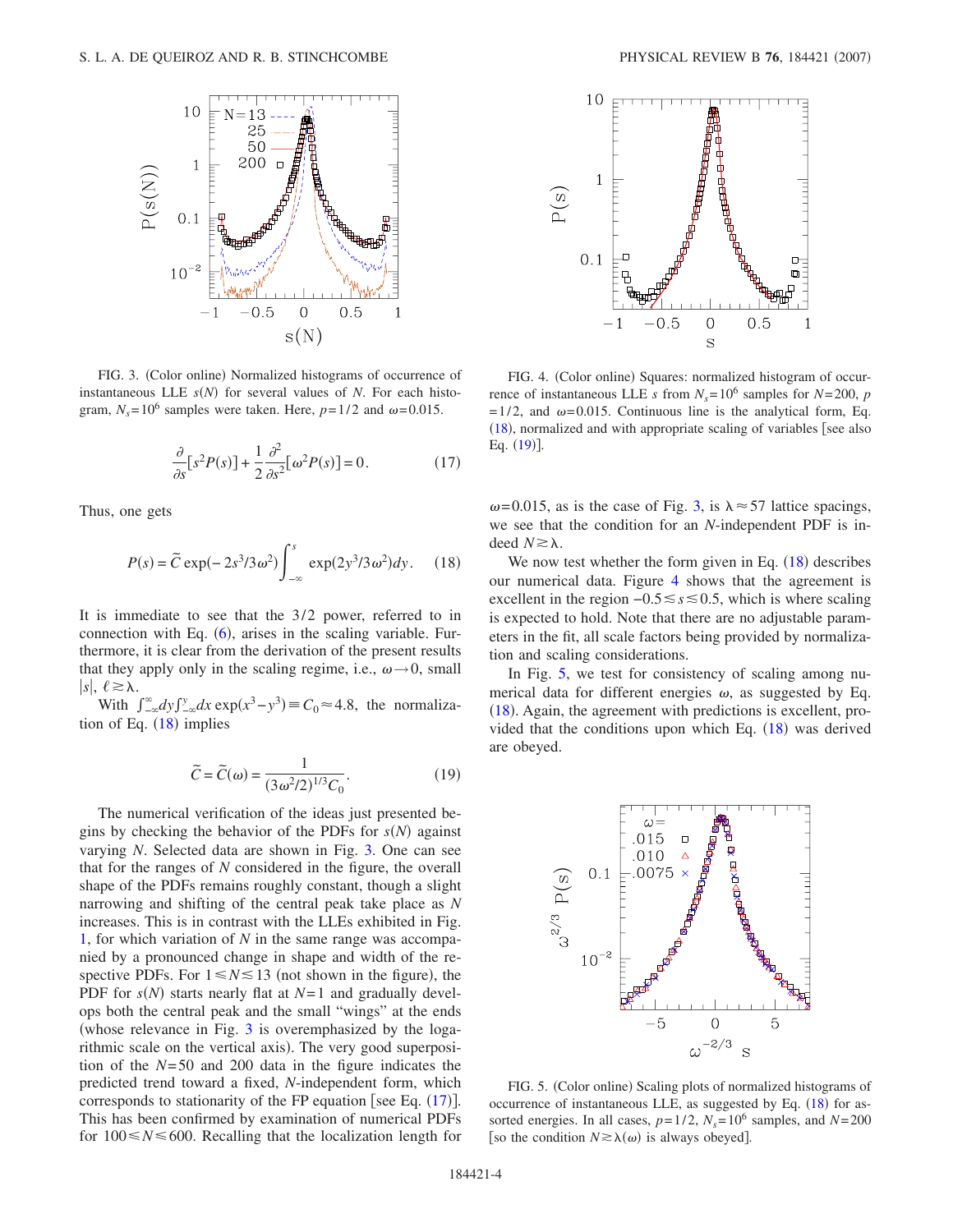FIG. 3. (Color online) Normalized histograms of occurrence of instantaneous LLE $s(N)$ for several values of $N$. For each histogram, $N_s = 10^6$ samples were taken. Here, $p = 1/2$ and $\omega = 0.015$.

$$\frac{\partial}{\partial s}[s^2 P(s)] + \frac{1}{2}\frac{\partial^2}{\partial s^2}[\omega^2 P(s)] = 0. \tag{17}$$

Thus, one gets

$$P(s) = \tilde{C}\exp(-2s^3/3\omega^2)\int_{-\infty}^{s}\exp(2y^3/3\omega^2)dy. \tag{18}$$

It is immediate to see that the 3/2 power, referred to in connection with Eq. (6), arises in the scaling variable. Furthermore, it is clear from the derivation of the present results that they apply only in the scaling regime, i.e., $\omega \to 0$, small $|s|$, $\ell \gtrsim \lambda$.

With $\int_{-\infty}^{\infty}dy\int_{-\infty}^{y}dx\,\exp(x^3 - y^3) \equiv C_0 \approx 4.8$, the normalization of Eq. (18) implies

$$\tilde{C} = \tilde{C}(\omega) = \frac{1}{(3\omega^2/2)^{1/3}C_0}. \tag{19}$$

The numerical verification of the ideas just presented begins by checking the behavior of the PDFs for $s(N)$ against varying $N$. Selected data are shown in Fig. 3. One can see that for the ranges of $N$ considered in the figure, the overall shape of the PDFs remains roughly constant, though a slight narrowing and shifting of the central peak take place as $N$ increases. This is in contrast with the LLEs exhibited in Fig. 1, for which variation of $N$ in the same range was accompanied by a pronounced change in shape and width of the respective PDFs. For $1 \leqslant N \lesssim 13$ (not shown in the figure), the PDF for $s(N)$ starts nearly flat at $N=1$ and gradually develops both the central peak and the small "wings" at the ends (whose relevance in Fig. 3 is overemphasized by the logarithmic scale on the vertical axis). The very good superposition of the $N=50$ and 200 data in the figure indicates the predicted trend toward a fixed, $N$-independent form, which corresponds to stationarity of the FP equation [see Eq. (17)]. This has been confirmed by examination of numerical PDFs for $100 \leqslant N \leqslant 600$. Recalling that the localization length for $\omega = 0.015$, as is the case of Fig. 3, is $\lambda \approx 57$ lattice spacings, we see that the condition for an $N$-independent PDF is indeed $N \gtrsim \lambda$.

FIG. 4. (Color online) Squares: normalized histogram of occurrence of instantaneous LLE $s$ from $N_s = 10^6$ samples for $N=200$, $p = 1/2$, and $\omega = 0.015$. Continuous line is the analytical form, Eq. (18), normalized and with appropriate scaling of variables [see also Eq. (19)].

We now test whether the form given in Eq. (18) describes our numerical data. Figure 4 shows that the agreement is excellent in the region $-0.5 \lesssim s \lesssim 0.5$, which is where scaling is expected to hold. Note that there are no adjustable parameters in the fit, all scale factors being provided by normalization and scaling considerations.

In Fig. 5, we test for consistency of scaling among numerical data for different energies $\omega$, as suggested by Eq. (18). Again, the agreement with predictions is excellent, provided that the conditions upon which Eq. (18) was derived are obeyed.

FIG. 5. (Color online) Scaling plots of normalized histograms of occurrence of instantaneous LLE, as suggested by Eq. (18) for assorted energies. In all cases, $p = 1/2$, $N_s = 10^6$ samples, and $N = 200$ [so the condition $N \gtrsim \lambda(\omega)$ is always obeyed].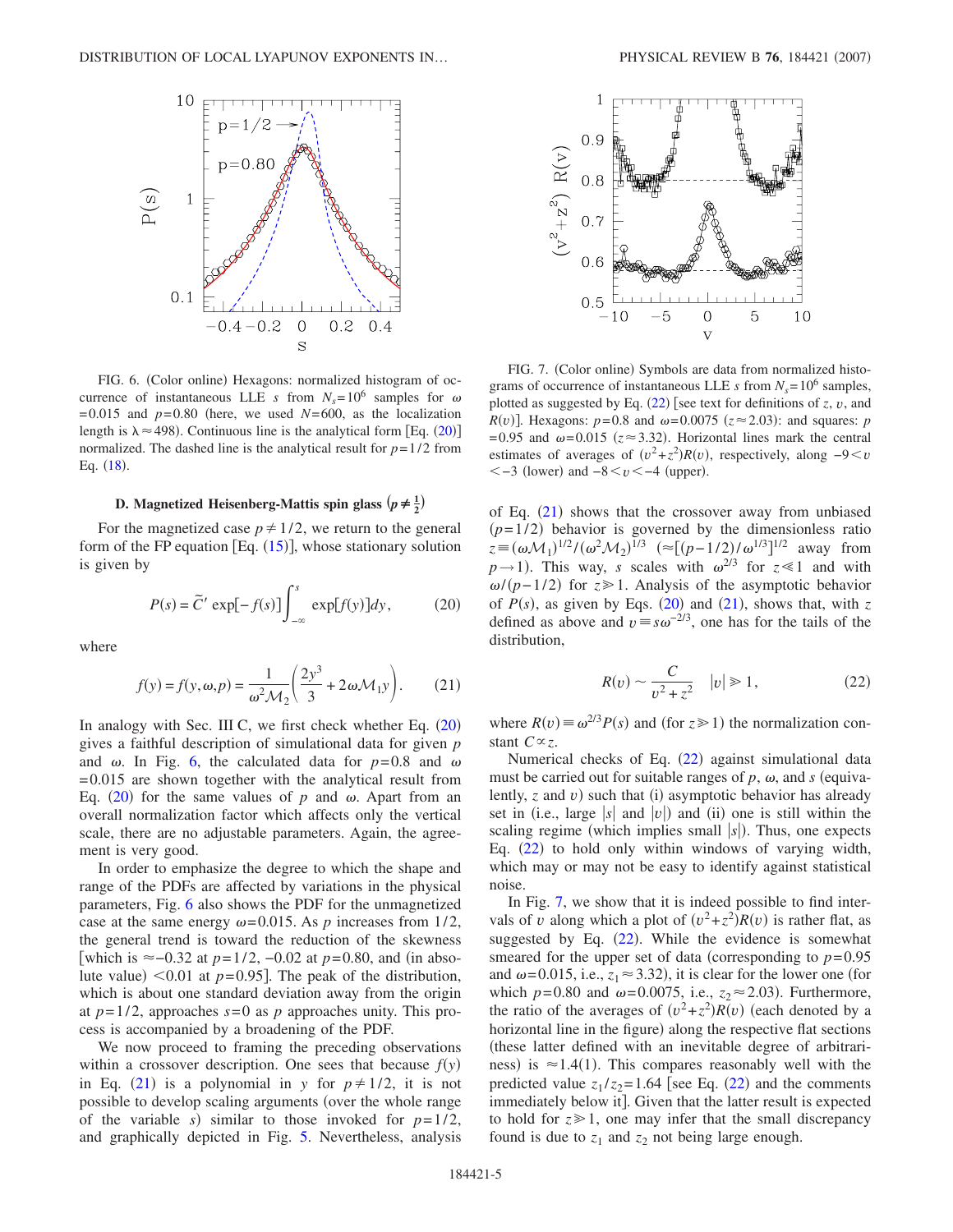FIG. 6. (Color online) Hexagons: normalized histogram of occurrence of instantaneous LLE $s$ from $N_s=10^6$ samples for $\omega=0.015$ and $p=0.80$ (here, we used $N=600$, as the localization length is $\lambda \approx 498$). Continuous line is the analytical form [Eq. (20)] normalized. The dashed line is the analytical result for $p=1/2$ from Eq. (18).

### D. Magnetized Heisenberg-Mattis spin glass $\left(p \neq \frac{1}{2}\right)$

For the magnetized case $p \neq 1/2$, we return to the general form of the FP equation [Eq. (15)], whose stationary solution is given by

$$P(s) = \tilde{C}' \exp[-f(s)] \int_{-\infty}^{s} \exp[f(y)] dy, \tag{20}$$

where

$$f(y) = f(y, \omega, p) = \frac{1}{\omega^2 \mathcal{M}_2} \left( \frac{2y^3}{3} + 2\omega \mathcal{M}_1 y \right). \tag{21}$$

In analogy with Sec. III C, we first check whether Eq. (20) gives a faithful description of simulational data for given $p$ and $\omega$. In Fig. 6, the calculated data for $p=0.8$ and $\omega=0.015$ are shown together with the analytical result from Eq. (20) for the same values of $p$ and $\omega$. Apart from an overall normalization factor which affects only the vertical scale, there are no adjustable parameters. Again, the agreement is very good.

In order to emphasize the degree to which the shape and range of the PDFs are affected by variations in the physical parameters, Fig. 6 also shows the PDF for the unmagnetized case at the same energy $\omega=0.015$. As $p$ increases from 1/2, the general trend is toward the reduction of the skewness [which is $\approx -0.32$ at $p=1/2$, $-0.02$ at $p=0.80$, and (in absolute value) $<0.01$ at $p=0.95$]. The peak of the distribution, which is about one standard deviation away from the origin at $p=1/2$, approaches $s=0$ as $p$ approaches unity. This process is accompanied by a broadening of the PDF.

We now proceed to framing the preceding observations within a crossover description. One sees that because $f(y)$ in Eq. (21) is a polynomial in $y$ for $p \neq 1/2$, it is not possible to develop scaling arguments (over the whole range of the variable $s$) similar to those invoked for $p=1/2$, and graphically depicted in Fig. 5. Nevertheless, analysis

FIG. 7. (Color online) Symbols are data from normalized histograms of occurrence of instantaneous LLE $s$ from $N_s=10^6$ samples, plotted as suggested by Eq. (22) [see text for definitions of $z$, $v$, and $R(v)$]. Hexagons: $p=0.8$ and $\omega=0.0075$ ($z \approx 2.03$): and squares: $p=0.95$ and $\omega=0.015$ ($z \approx 3.32$). Horizontal lines mark the central estimates of averages of $(v^2+z^2)R(v)$, respectively, along $-9<v<-3$ (lower) and $-8<v<-4$ (upper).

of Eq. (21) shows that the crossover away from unbiased ($p=1/2$) behavior is governed by the dimensionless ratio $z \equiv (\omega \mathcal{M}_1)^{1/2}/(\omega^2 \mathcal{M}_2)^{1/3}$ $(\approx [(p-1/2)/\omega^{1/3}]^{1/2}$ away from $p \to 1)$. This way, $s$ scales with $\omega^{2/3}$ for $z \ll 1$ and with $\omega/(p-1/2)$ for $z \gg 1$. Analysis of the asymptotic behavior of $P(s)$, as given by Eqs. (20) and (21), shows that, with $z$ defined as above and $v \equiv s\omega^{-2/3}$, one has for the tails of the distribution,

$$R(v) \sim \frac{C}{v^2 + z^2} \quad |v| \gg 1, \tag{22}$$

where $R(v) \equiv \omega^{2/3} P(s)$ and (for $z \gg 1$) the normalization constant $C \propto z$.

Numerical checks of Eq. (22) against simulational data must be carried out for suitable ranges of $p$, $\omega$, and $s$ (equivalently, $z$ and $v$) such that (i) asymptotic behavior has already set in (i.e., large $|s|$ and $|v|$) and (ii) one is still within the scaling regime (which implies small $|s|$). Thus, one expects Eq. (22) to hold only within windows of varying width, which may or may not be easy to identify against statistical noise.

In Fig. 7, we show that it is indeed possible to find intervals of $v$ along which a plot of $(v^2+z^2)R(v)$ is rather flat, as suggested by Eq. (22). While the evidence is somewhat smeared for the upper set of data (corresponding to $p=0.95$ and $\omega=0.015$, i.e., $z_1 \approx 3.32$), it is clear for the lower one (for which $p=0.80$ and $\omega=0.0075$, i.e., $z_2 \approx 2.03$). Furthermore, the ratio of the averages of $(v^2+z^2)R(v)$ (each denoted by a horizontal line in the figure) along the respective flat sections (these latter defined with an inevitable degree of arbitrariness) is $\approx 1.4(1)$. This compares reasonably well with the predicted value $z_1/z_2=1.64$ [see Eq. (22) and the comments immediately below it]. Given that the latter result is expected to hold for $z \gg 1$, one may infer that the small discrepancy found is due to $z_1$ and $z_2$ not being large enough.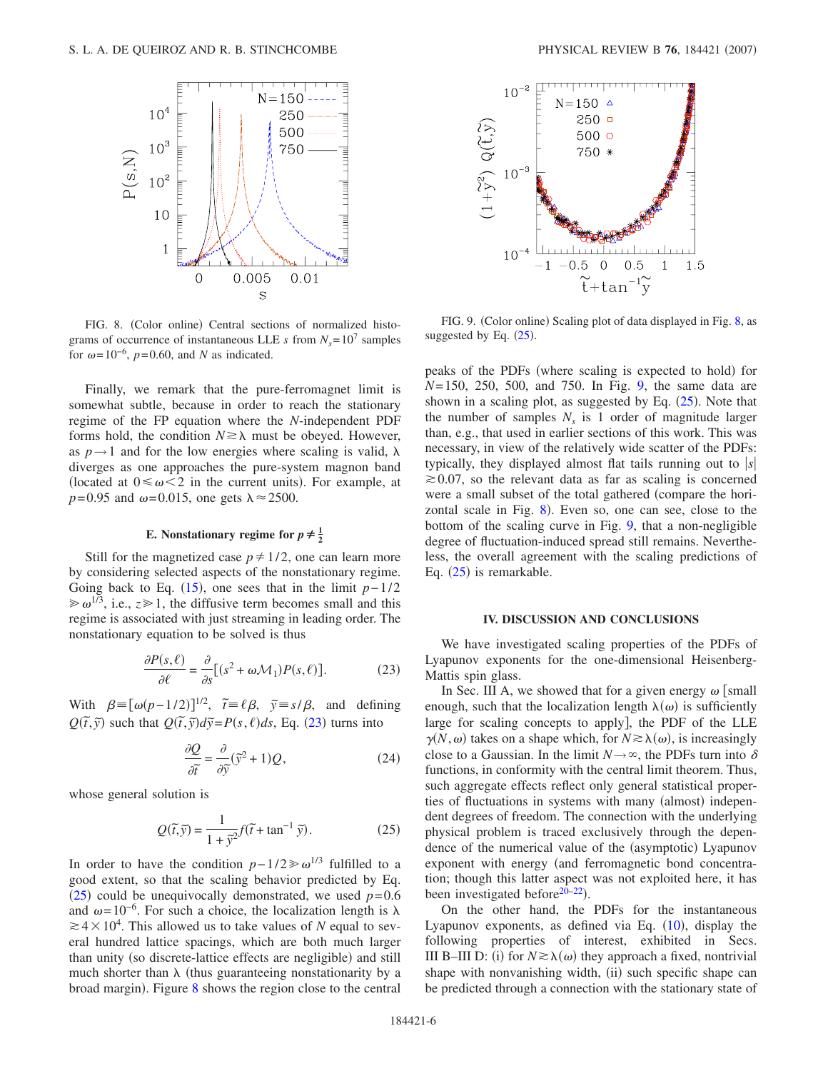FIG. 8. (Color online) Central sections of normalized histograms of occurrence of instantaneous LLE $s$ from $N_s = 10^7$ samples for $\omega = 10^{-6}$, $p = 0.60$, and $N$ as indicated.

FIG. 9. (Color online) Scaling plot of data displayed in Fig. 8, as suggested by Eq. (25).

Finally, we remark that the pure-ferromagnet limit is somewhat subtle, because in order to reach the stationary regime of the FP equation where the $N$-independent PDF forms hold, the condition $N \gtrsim \lambda$ must be obeyed. However, as $p \to 1$ and for the low energies where scaling is valid, $\lambda$ diverges as one approaches the pure-system magnon band (located at $0 \leqslant \omega < 2$ in the current units). For example, at $p = 0.95$ and $\omega = 0.015$, one gets $\lambda \approx 2500$.

### E. Nonstationary regime for $p \neq \frac{1}{2}$

Still for the magnetized case $p \neq 1/2$, one can learn more by considering selected aspects of the nonstationary regime. Going back to Eq. (15), one sees that in the limit $p - 1/2 \gg \omega^{1/3}$, i.e., $z \gg 1$, the diffusive term becomes small and this regime is associated with just streaming in leading order. The nonstationary equation to be solved is thus

$$\frac{\partial P(s,\ell)}{\partial \ell} = \frac{\partial}{\partial s}[(s^2 + \omega \mathcal{M}_1) P(s,\ell)]. \tag{23}$$

With $\beta \equiv [\omega(p - 1/2)]^{1/2}$, $\tilde{t} \equiv \ell \beta$, $\tilde{y} \equiv s/\beta$, and defining $Q(\tilde{t},\tilde{y})$ such that $Q(\tilde{t},\tilde{y}) d\tilde{y} = P(s,\ell) ds$, Eq. (23) turns into

$$\frac{\partial Q}{\partial \tilde{t}} = \frac{\partial}{\partial \tilde{y}}(\tilde{y}^2 + 1) Q, \tag{24}$$

whose general solution is

$$Q(\tilde{t},\tilde{y}) = \frac{1}{1 + \tilde{y}^2} f(\tilde{t} + \tan^{-1} \tilde{y}). \tag{25}$$

In order to have the condition $p - 1/2 \gg \omega^{1/3}$ fulfilled to a good extent, so that the scaling behavior predicted by Eq. (25) could be unequivocally demonstrated, we used $p = 0.6$ and $\omega = 10^{-6}$. For such a choice, the localization length is $\lambda \gtrsim 4 \times 10^4$. This allowed us to take values of $N$ equal to several hundred lattice spacings, which are both much larger than unity (so discrete-lattice effects are negligible) and still much shorter than $\lambda$ (thus guaranteeing nonstationarity by a broad margin). Figure 8 shows the region close to the central peaks of the PDFs (where scaling is expected to hold) for $N = 150$, 250, 500, and 750. In Fig. 9, the same data are shown in a scaling plot, as suggested by Eq. (25). Note that the number of samples $N_s$ is 1 order of magnitude larger than, e.g., that used in earlier sections of this work. This was necessary, in view of the relatively wide scatter of the PDFs: typically, they displayed almost flat tails running out to $|s| \gtrsim 0.07$, so the relevant data as far as scaling is concerned were a small subset of the total gathered (compare the horizontal scale in Fig. 8). Even so, one can see, close to the bottom of the scaling curve in Fig. 9, that a non-negligible degree of fluctuation-induced spread still remains. Nevertheless, the overall agreement with the scaling predictions of Eq. (25) is remarkable.

## IV. DISCUSSION AND CONCLUSIONS

We have investigated scaling properties of the PDFs of Lyapunov exponents for the one-dimensional Heisenberg-Mattis spin glass.

In Sec. III A, we showed that for a given energy $\omega$ [small enough, such that the localization length $\lambda(\omega)$ is sufficiently large for scaling concepts to apply], the PDF of the LLE $\gamma(N,\omega)$ takes on a shape which, for $N \gtrsim \lambda(\omega)$, is increasingly close to a Gaussian. In the limit $N \to \infty$, the PDFs turn into $\delta$ functions, in conformity with the central limit theorem. Thus, such aggregate effects reflect only general statistical properties of fluctuations in systems with many (almost) independent degrees of freedom. The connection with the underlying physical problem is traced exclusively through the dependence of the numerical value of the (asymptotic) Lyapunov exponent with energy (and ferromagnetic bond concentration; though this latter aspect was not exploited here, it has been investigated before[20–22]).

On the other hand, the PDFs for the instantaneous Lyapunov exponents, as defined via Eq. (10), display the following properties of interest, exhibited in Secs. III B–III D: (i) for $N \gtrsim \lambda(\omega)$ they approach a fixed, nontrivial shape with nonvanishing width, (ii) such specific shape can be predicted through a connection with the stationary state of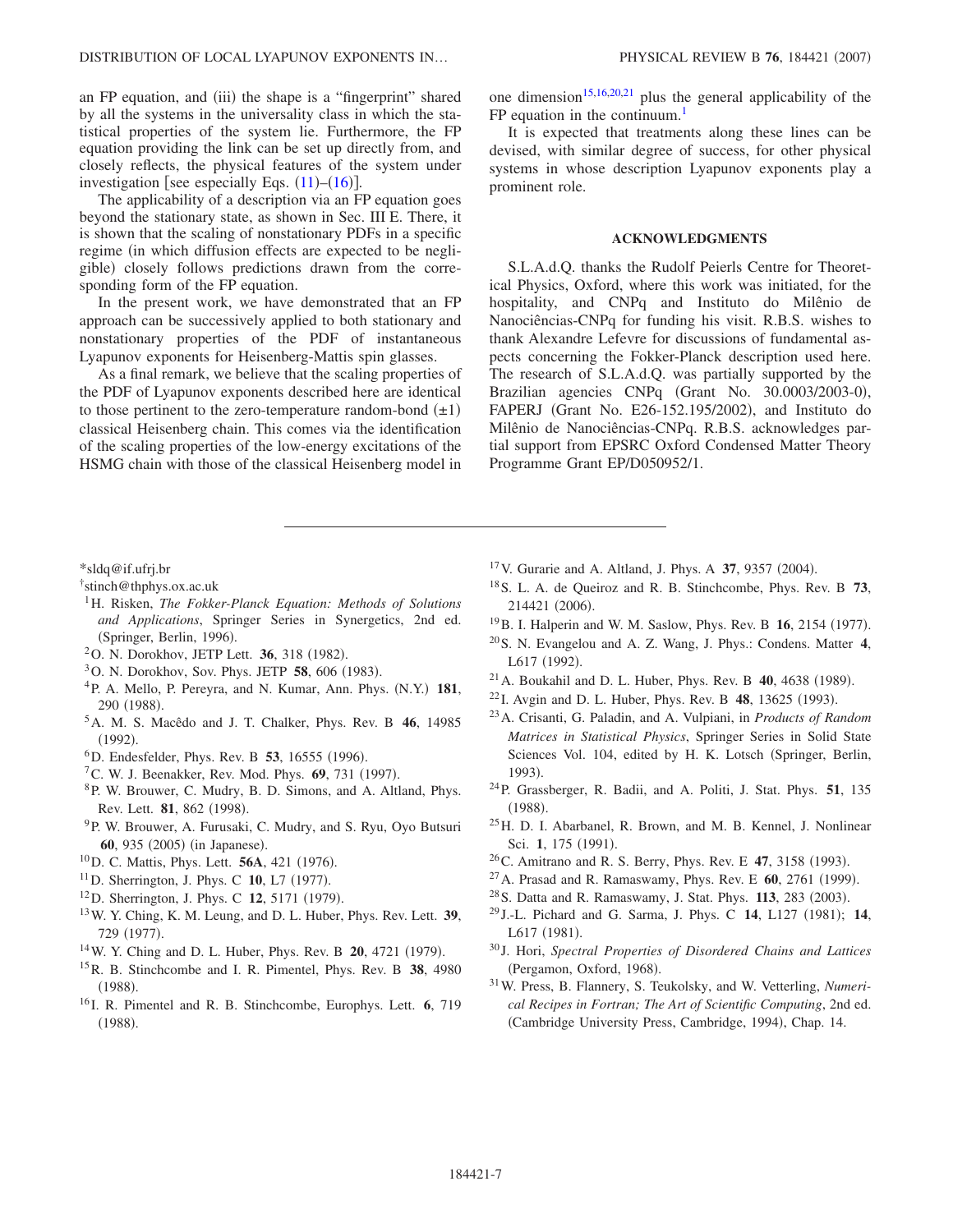an FP equation, and (iii) the shape is a "fingerprint" shared by all the systems in the universality class in which the statistical properties of the system lie. Furthermore, the FP equation providing the link can be set up directly from, and closely reflects, the physical features of the system under investigation [see especially Eqs. (11)–(16)].

The applicability of a description via an FP equation goes beyond the stationary state, as shown in Sec. III E. There, it is shown that the scaling of nonstationary PDFs in a specific regime (in which diffusion effects are expected to be negligible) closely follows predictions drawn from the corresponding form of the FP equation.

In the present work, we have demonstrated that an FP approach can be successively applied to both stationary and nonstationary properties of the PDF of instantaneous Lyapunov exponents for Heisenberg-Mattis spin glasses.

As a final remark, we believe that the scaling properties of the PDF of Lyapunov exponents described here are identical to those pertinent to the zero-temperature random-bond $(\pm 1)$ classical Heisenberg chain. This comes via the identification of the scaling properties of the low-energy excitations of the HSMG chain with those of the classical Heisenberg model in one dimension[15,16,20,21] plus the general applicability of the FP equation in the continuum.[1]

It is expected that treatments along these lines can be devised, with similar degree of success, for other physical systems in whose description Lyapunov exponents play a prominent role.

## ACKNOWLEDGMENTS

S.L.A.d.Q. thanks the Rudolf Peierls Centre for Theoretical Physics, Oxford, where this work was initiated, for the hospitality, and CNPq and Instituto do Milênio de Nanociências-CNPq for funding his visit. R.B.S. wishes to thank Alexandre Lefevre for discussions of fundamental aspects concerning the Fokker-Planck description used here. The research of S.L.A.d.Q. was partially supported by the Brazilian agencies CNPq (Grant No. 30.0003/2003-0), FAPERJ (Grant No. E26-152.195/2002), and Instituto do Milênio de Nanociências-CNPq. R.B.S. acknowledges partial support from EPSRC Oxford Condensed Matter Theory Programme Grant EP/D050952/1.

---

*sldq@if.ufrj.br

†stinch@thphys.ox.ac.uk

[1] H. Risken, *The Fokker-Planck Equation: Methods of Solutions and Applications*, Springer Series in Synergetics, 2nd ed. (Springer, Berlin, 1996).

[2] O. N. Dorokhov, JETP Lett. **36**, 318 (1982).

[3] O. N. Dorokhov, Sov. Phys. JETP **58**, 606 (1983).

[4] P. A. Mello, P. Pereyra, and N. Kumar, Ann. Phys. (N.Y.) **181**, 290 (1988).

[5] A. M. S. Macêdo and J. T. Chalker, Phys. Rev. B **46**, 14985 (1992).

[6] D. Endesfelder, Phys. Rev. B **53**, 16555 (1996).

[7] C. W. J. Beenakker, Rev. Mod. Phys. **69**, 731 (1997).

[8] P. W. Brouwer, C. Mudry, B. D. Simons, and A. Altland, Phys. Rev. Lett. **81**, 862 (1998).

[9] P. W. Brouwer, A. Furusaki, C. Mudry, and S. Ryu, Oyo Butsuri **60**, 935 (2005) (in Japanese).

[10] D. C. Mattis, Phys. Lett. **56A**, 421 (1976).

[11] D. Sherrington, J. Phys. C **10**, L7 (1977).

[12] D. Sherrington, J. Phys. C **12**, 5171 (1979).

[13] W. Y. Ching, K. M. Leung, and D. L. Huber, Phys. Rev. Lett. **39**, 729 (1977).

[14] W. Y. Ching and D. L. Huber, Phys. Rev. B **20**, 4721 (1979).

[15] R. B. Stinchcombe and I. R. Pimentel, Phys. Rev. B **38**, 4980 (1988).

[16] I. R. Pimentel and R. B. Stinchcombe, Europhys. Lett. **6**, 719 (1988).

[17] V. Gurarie and A. Altland, J. Phys. A **37**, 9357 (2004).

[18] S. L. A. de Queiroz and R. B. Stinchcombe, Phys. Rev. B **73**, 214421 (2006).

[19] B. I. Halperin and W. M. Saslow, Phys. Rev. B **16**, 2154 (1977).

[20] S. N. Evangelou and A. Z. Wang, J. Phys.: Condens. Matter **4**, L617 (1992).

[21] A. Boukahil and D. L. Huber, Phys. Rev. B **40**, 4638 (1989).

[22] I. Avgin and D. L. Huber, Phys. Rev. B **48**, 13625 (1993).

[23] A. Crisanti, G. Paladin, and A. Vulpiani, in *Products of Random Matrices in Statistical Physics*, Springer Series in Solid State Sciences Vol. 104, edited by H. K. Lotsch (Springer, Berlin, 1993).

[24] P. Grassberger, R. Badii, and A. Politi, J. Stat. Phys. **51**, 135 (1988).

[25] H. D. I. Abarbanel, R. Brown, and M. B. Kennel, J. Nonlinear Sci. **1**, 175 (1991).

[26] C. Amitrano and R. S. Berry, Phys. Rev. E **47**, 3158 (1993).

[27] A. Prasad and R. Ramaswamy, Phys. Rev. E **60**, 2761 (1999).

[28] S. Datta and R. Ramaswamy, J. Stat. Phys. **113**, 283 (2003).

[29] J.-L. Pichard and G. Sarma, J. Phys. C **14**, L127 (1981); **14**, L617 (1981).

[30] J. Hori, *Spectral Properties of Disordered Chains and Lattices* (Pergamon, Oxford, 1968).

[31] W. Press, B. Flannery, S. Teukolsky, and W. Vetterling, *Numerical Recipes in Fortran; The Art of Scientific Computing*, 2nd ed. (Cambridge University Press, Cambridge, 1994), Chap. 14.